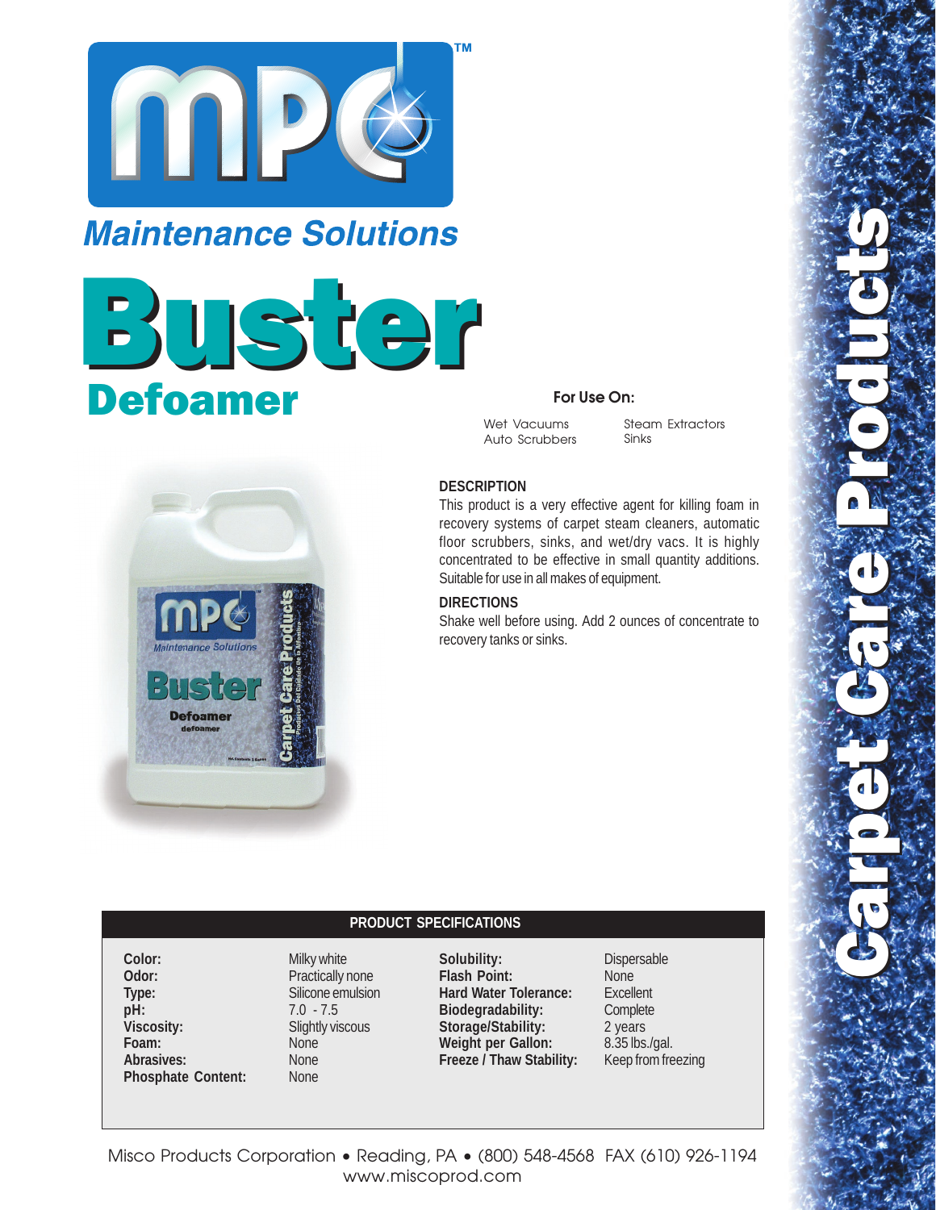# MPC™

## Maintenance Solutions

# Buster

## Defoamer

**For Use On:**

Wet Vacuums
Auto Scrubbers
Steam Extractors
Sinks

### DESCRIPTION

This product is a very effective agent for killing foam in recovery systems of carpet steam cleaners, automatic floor scrubbers, sinks, and wet/dry vacs. It is highly concentrated to be effective in small quantity additions. Suitable for use in all makes of equipment.

### DIRECTIONS

Shake well before using. Add 2 ounces of concentrate to recovery tanks or sinks.

### PRODUCT SPECIFICATIONS

| | | | |
|---|---|---|---|
| **Color:** | Milky white | **Solubility:** | Dispersable |
| **Odor:** | Practically none | **Flash Point:** | None |
| **Type:** | Silicone emulsion | **Hard Water Tolerance:** | Excellent |
| **pH:** | 7.0 - 7.5 | **Biodegradability:** | Complete |
| **Viscosity:** | Slightly viscous | **Storage/Stability:** | 2 years |
| **Foam:** | None | **Weight per Gallon:** | 8.35 lbs./gal. |
| **Abrasives:** | None | **Freeze / Thaw Stability:** | Keep from freezing |
| **Phosphate Content:** | None | | |

Misco Products Corporation • Reading, PA • (800) 548-4568 FAX (610) 926-1194
www.miscoprod.com

Carpet Care Products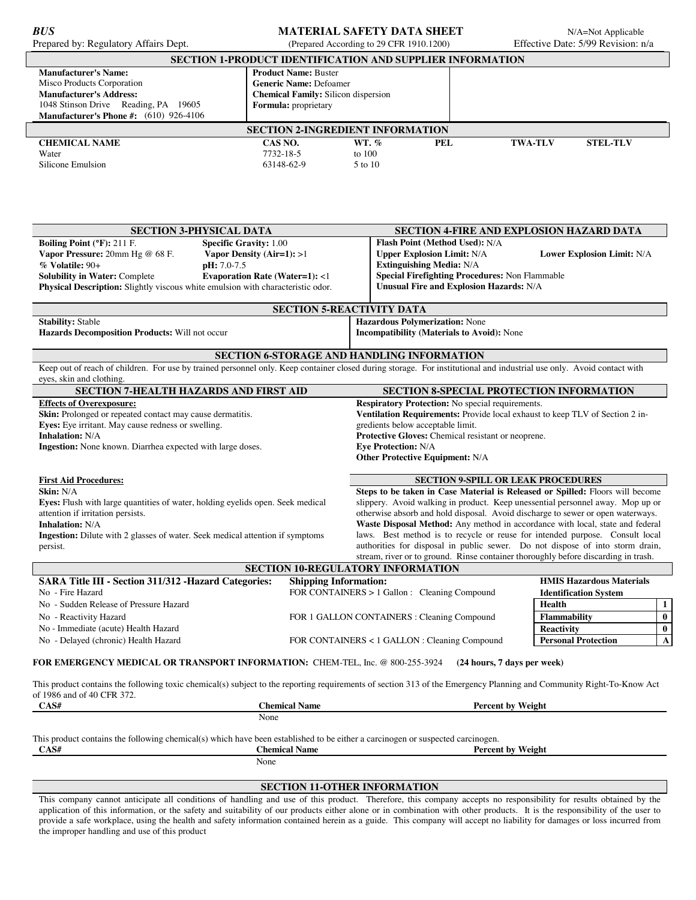*BUS*
Prepared by: Regulatory Affairs Dept.

**MATERIAL SAFETY DATA SHEET**
(Prepared According to 29 CFR 1910.1200)

N/A=Not Applicable
Effective Date: 5/99 Revision: n/a

## SECTION 1-PRODUCT IDENTIFICATION AND SUPPLIER INFORMATION

**Manufacturer's Name:** Misco Products Corporation
**Manufacturer's Address:** 1048 Stinson Drive Reading, PA 19605
**Manufacturer's Phone #:** (610) 926-4106

**Product Name:** Buster
**Generic Name:** Defoamer
**Chemical Family:** Silicon dispersion
**Formula:** proprietary

## SECTION 2-INGREDIENT INFORMATION

| CHEMICAL NAME | CAS NO. | WT. % | PEL | TWA-TLV | STEL-TLV |
|---|---|---|---|---|---|
| Water | 7732-18-5 | to 100 | | | |
| Silicone Emulsion | 63148-62-9 | 5 to 10 | | | |

## SECTION 3-PHYSICAL DATA

**Boiling Point (°F):** 211 F.
**Specific Gravity:** 1.00
**Vapor Pressure:** 20mm Hg @ 68 F.
**Vapor Density (Air=1):** >1
**% Volatile:** 90+
**pH:** 7.0-7.5
**Solubility in Water:** Complete
**Evaporation Rate (Water=1):** <1
**Physical Description:** Slightly viscous white emulsion with characteristic odor.

## SECTION 4-FIRE AND EXPLOSION HAZARD DATA

**Flash Point (Method Used):** N/A
**Upper Explosion Limit:** N/A
**Lower Explosion Limit:** N/A
**Extinguishing Media:** N/A
**Special Firefighting Procedures:** Non Flammable
**Unusual Fire and Explosion Hazards:** N/A

## SECTION 5-REACTIVITY DATA

**Stability:** Stable
**Hazards Decomposition Products:** Will not occur
**Hazardous Polymerization:** None
**Incompatibility (Materials to Avoid):** None

## SECTION 6-STORAGE AND HANDLING INFORMATION

Keep out of reach of children. For use by trained personnel only. Keep container closed during storage. For institutional and industrial use only. Avoid contact with eyes, skin and clothing.

## SECTION 7-HEALTH HAZARDS AND FIRST AID

**Effects of Overexposure:**
**Skin:** Prolonged or repeated contact may cause dermatitis.
**Eyes:** Eye irritant. May cause redness or swelling.
**Inhalation:** N/A
**Ingestion:** None known. Diarrhea expected with large doses.

**First Aid Procedures:**
**Skin:** N/A
**Eyes:** Flush with large quantities of water, holding eyelids open. Seek medical attention if irritation persists.
**Inhalation:** N/A
**Ingestion:** Dilute with 2 glasses of water. Seek medical attention if symptoms persist.

## SECTION 8-SPECIAL PROTECTION INFORMATION

**Respiratory Protection:** No special requirements.
**Ventilation Requirements:** Provide local exhaust to keep TLV of Section 2 ingredients below acceptable limit.
**Protective Gloves:** Chemical resistant or neoprene.
**Eye Protection:** N/A
**Other Protective Equipment:** N/A

## SECTION 9-SPILL OR LEAK PROCEDURES

**Steps to be taken in Case Material is Released or Spilled:** Floors will become slippery. Avoid walking in product. Keep unessential personnel away. Mop up or otherwise absorb and hold disposal. Avoid discharge to sewer or open waterways.
**Waste Disposal Method:** Any method in accordance with local, state and federal laws. Best method is to recycle or reuse for intended purpose. Consult local authorities for disposal in public sewer. Do not dispose of into storm drain, stream, river or to ground. Rinse container thoroughly before discarding in trash.

## SECTION 10-REGULATORY INFORMATION

**SARA Title III - Section 311/312 -Hazard Categories:**
No - Fire Hazard
No - Sudden Release of Pressure Hazard
No - Reactivity Hazard
No - Immediate (acute) Health Hazard
No - Delayed (chronic) Health Hazard

**Shipping Information:**
FOR CONTAINERS > 1 Gallon : Cleaning Compound
FOR 1 GALLON CONTAINERS : Cleaning Compound
FOR CONTAINERS < 1 GALLON : Cleaning Compound

| HMIS Hazardous Materials Identification System | |
|---|---|
| Health | 1 |
| Flammability | 0 |
| Reactivity | 0 |
| Personal Protection | A |

**FOR EMERGENCY MEDICAL OR TRANSPORT INFORMATION:** CHEM-TEL, Inc. @ 800-255-3924 **(24 hours, 7 days per week)**

This product contains the following toxic chemical(s) subject to the reporting requirements of section 313 of the Emergency Planning and Community Right-To-Know Act of 1986 and of 40 CFR 372.

| CAS# | Chemical Name | Percent by Weight |
|---|---|---|
| | None | |

This product contains the following chemical(s) which have been established to be either a carcinogen or suspected carcinogen.

| CAS# | Chemical Name | Percent by Weight |
|---|---|---|
| | None | |

## SECTION 11-OTHER INFORMATION

This company cannot anticipate all conditions of handling and use of this product. Therefore, this company accepts no responsibility for results obtained by the application of this information, or the safety and suitability of our products either alone or in combination with other products. It is the responsibility of the user to provide a safe workplace, using the health and safety information contained herein as a guide. This company will accept no liability for damages or loss incurred from the improper handling and use of this product